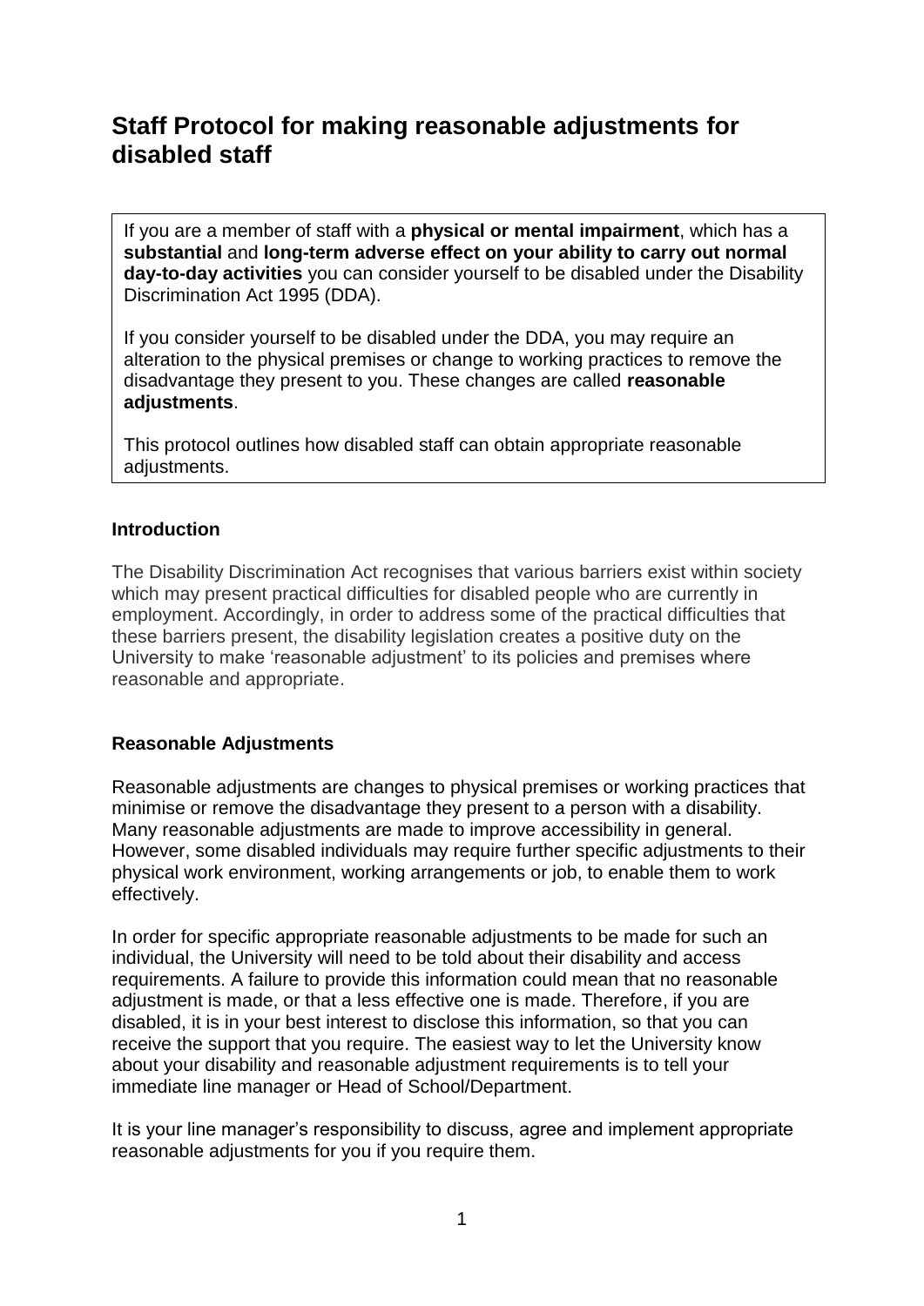# Staff Protocol for making reasonable adjustments for disabled staff

If you are a member of staff with a **physical or mental impairment**, which has a **substantial** and **long-term adverse effect on your ability to carry out normal day-to-day activities** you can consider yourself to be disabled under the Disability Discrimination Act 1995 (DDA).

If you consider yourself to be disabled under the DDA, you may require an alteration to the physical premises or change to working practices to remove the disadvantage they present to you. These changes are called **reasonable adjustments**.

This protocol outlines how disabled staff can obtain appropriate reasonable adjustments.

### Introduction

The Disability Discrimination Act recognises that various barriers exist within society which may present practical difficulties for disabled people who are currently in employment. Accordingly, in order to address some of the practical difficulties that these barriers present, the disability legislation creates a positive duty on the University to make 'reasonable adjustment' to its policies and premises where reasonable and appropriate.

### Reasonable Adjustments

Reasonable adjustments are changes to physical premises or working practices that minimise or remove the disadvantage they present to a person with a disability. Many reasonable adjustments are made to improve accessibility in general. However, some disabled individuals may require further specific adjustments to their physical work environment, working arrangements or job, to enable them to work effectively.

In order for specific appropriate reasonable adjustments to be made for such an individual, the University will need to be told about their disability and access requirements. A failure to provide this information could mean that no reasonable adjustment is made, or that a less effective one is made. Therefore, if you are disabled, it is in your best interest to disclose this information, so that you can receive the support that you require. The easiest way to let the University know about your disability and reasonable adjustment requirements is to tell your immediate line manager or Head of School/Department.

It is your line manager's responsibility to discuss, agree and implement appropriate reasonable adjustments for you if you require them.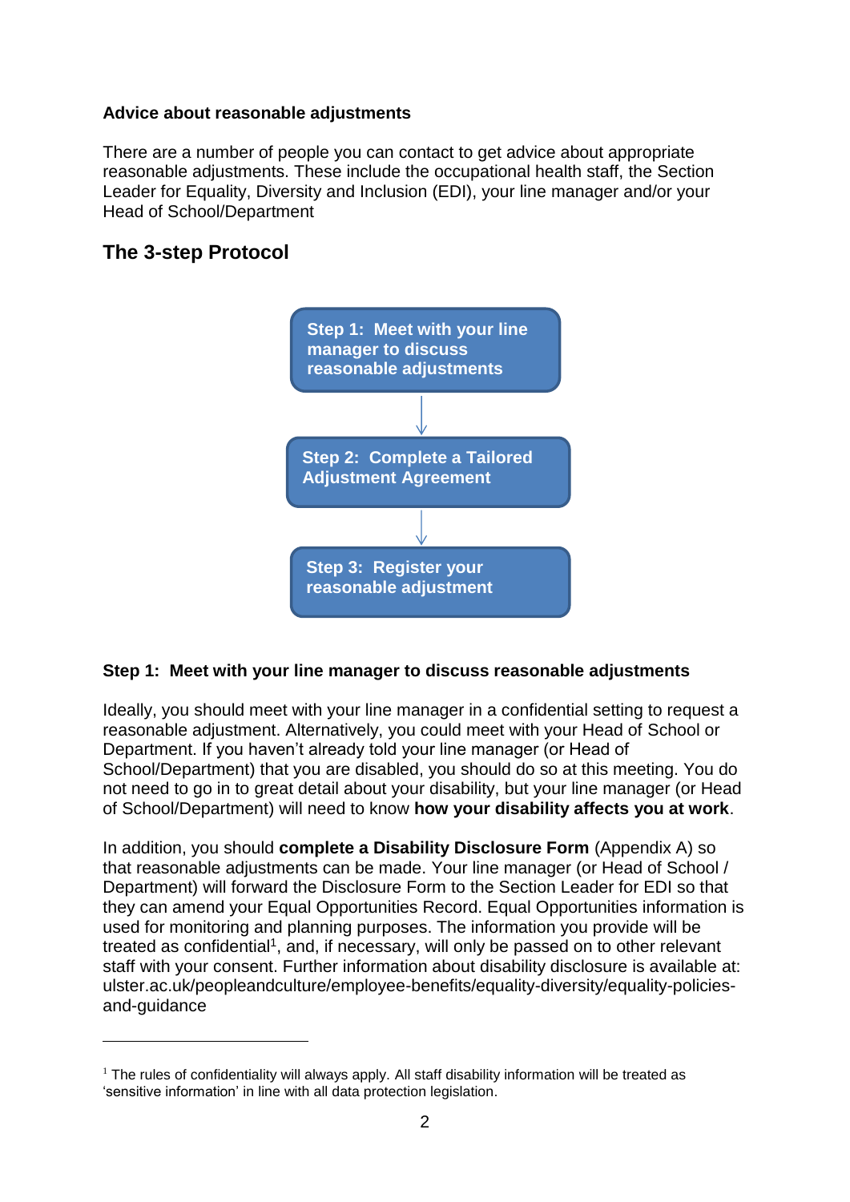**Advice about reasonable adjustments**

There are a number of people you can contact to get advice about appropriate reasonable adjustments. These include the occupational health staff, the Section Leader for Equality, Diversity and Inclusion (EDI), your line manager and/or your Head of School/Department

## The 3-step Protocol

**Step 1: Meet with your line manager to discuss reasonable adjustments**

↓

**Step 2: Complete a Tailored Adjustment Agreement**

↓

**Step 3: Register your reasonable adjustment**

**Step 1: Meet with your line manager to discuss reasonable adjustments**

Ideally, you should meet with your line manager in a confidential setting to request a reasonable adjustment. Alternatively, you could meet with your Head of School or Department. If you haven't already told your line manager (or Head of School/Department) that you are disabled, you should do so at this meeting. You do not need to go in to great detail about your disability, but your line manager (or Head of School/Department) will need to know **how your disability affects you at work**.

In addition, you should **complete a Disability Disclosure Form** (Appendix A) so that reasonable adjustments can be made. Your line manager (or Head of School / Department) will forward the Disclosure Form to the Section Leader for EDI so that they can amend your Equal Opportunities Record. Equal Opportunities information is used for monitoring and planning purposes. The information you provide will be treated as confidential[1], and, if necessary, will only be passed on to other relevant staff with your consent. Further information about disability disclosure is available at: ulster.ac.uk/peopleandculture/employee-benefits/equality-diversity/equality-policies-and-guidance

---

[1] The rules of confidentiality will always apply. All staff disability information will be treated as 'sensitive information' in line with all data protection legislation.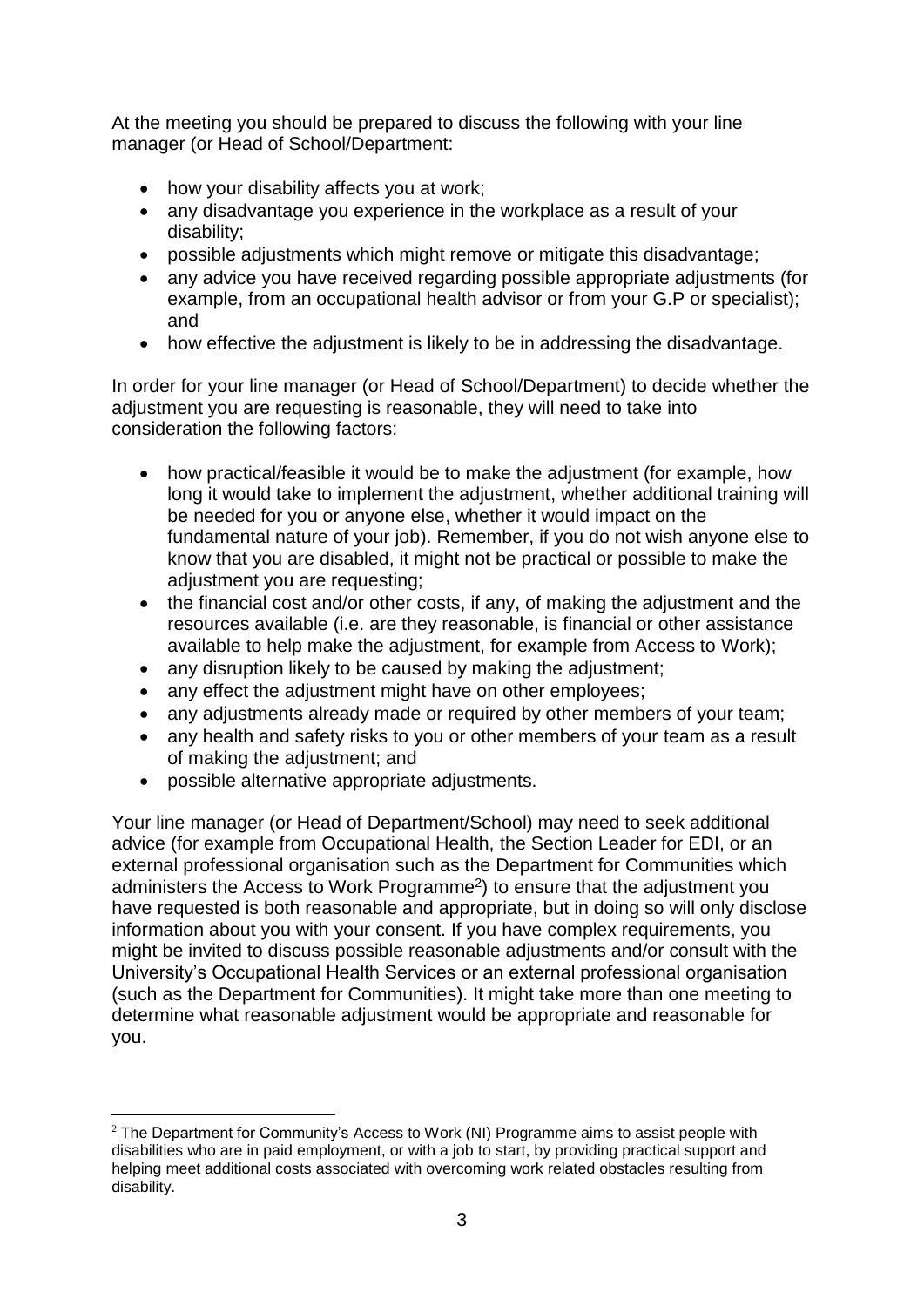At the meeting you should be prepared to discuss the following with your line manager (or Head of School/Department:

- how your disability affects you at work;
- any disadvantage you experience in the workplace as a result of your disability;
- possible adjustments which might remove or mitigate this disadvantage;
- any advice you have received regarding possible appropriate adjustments (for example, from an occupational health advisor or from your G.P or specialist); and
- how effective the adjustment is likely to be in addressing the disadvantage.

In order for your line manager (or Head of School/Department) to decide whether the adjustment you are requesting is reasonable, they will need to take into consideration the following factors:

- how practical/feasible it would be to make the adjustment (for example, how long it would take to implement the adjustment, whether additional training will be needed for you or anyone else, whether it would impact on the fundamental nature of your job). Remember, if you do not wish anyone else to know that you are disabled, it might not be practical or possible to make the adjustment you are requesting;
- the financial cost and/or other costs, if any, of making the adjustment and the resources available (i.e. are they reasonable, is financial or other assistance available to help make the adjustment, for example from Access to Work);
- any disruption likely to be caused by making the adjustment;
- any effect the adjustment might have on other employees;
- any adjustments already made or required by other members of your team;
- any health and safety risks to you or other members of your team as a result of making the adjustment; and
- possible alternative appropriate adjustments.

Your line manager (or Head of Department/School) may need to seek additional advice (for example from Occupational Health, the Section Leader for EDI, or an external professional organisation such as the Department for Communities which administers the Access to Work Programme[2]) to ensure that the adjustment you have requested is both reasonable and appropriate, but in doing so will only disclose information about you with your consent. If you have complex requirements, you might be invited to discuss possible reasonable adjustments and/or consult with the University's Occupational Health Services or an external professional organisation (such as the Department for Communities). It might take more than one meeting to determine what reasonable adjustment would be appropriate and reasonable for you.

[2] The Department for Community's Access to Work (NI) Programme aims to assist people with disabilities who are in paid employment, or with a job to start, by providing practical support and helping meet additional costs associated with overcoming work related obstacles resulting from disability.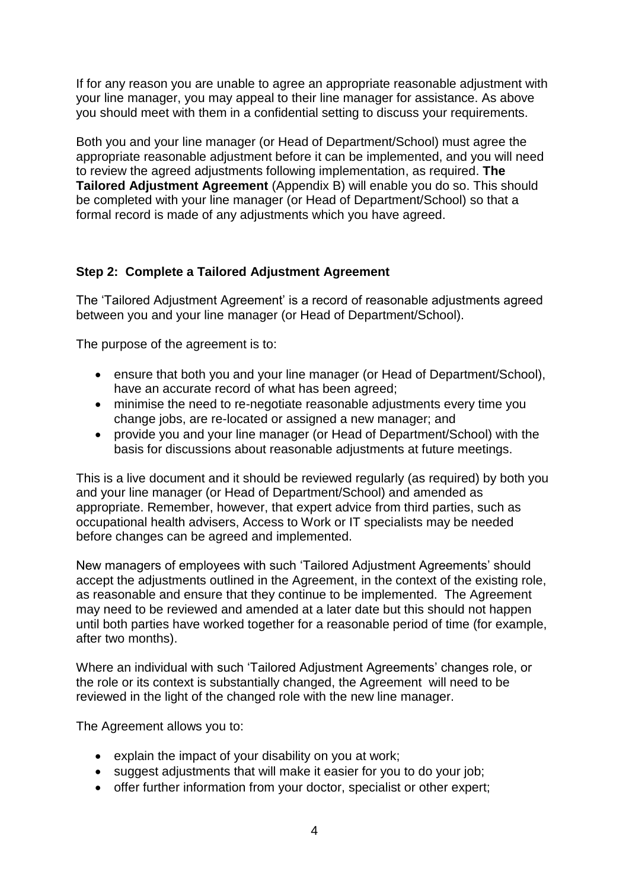If for any reason you are unable to agree an appropriate reasonable adjustment with your line manager, you may appeal to their line manager for assistance. As above you should meet with them in a confidential setting to discuss your requirements.

Both you and your line manager (or Head of Department/School) must agree the appropriate reasonable adjustment before it can be implemented, and you will need to review the agreed adjustments following implementation, as required. **The Tailored Adjustment Agreement** (Appendix B) will enable you do so. This should be completed with your line manager (or Head of Department/School) so that a formal record is made of any adjustments which you have agreed.

### Step 2: Complete a Tailored Adjustment Agreement

The 'Tailored Adjustment Agreement' is a record of reasonable adjustments agreed between you and your line manager (or Head of Department/School).

The purpose of the agreement is to:

- ensure that both you and your line manager (or Head of Department/School), have an accurate record of what has been agreed;
- minimise the need to re-negotiate reasonable adjustments every time you change jobs, are re-located or assigned a new manager; and
- provide you and your line manager (or Head of Department/School) with the basis for discussions about reasonable adjustments at future meetings.

This is a live document and it should be reviewed regularly (as required) by both you and your line manager (or Head of Department/School) and amended as appropriate. Remember, however, that expert advice from third parties, such as occupational health advisers, Access to Work or IT specialists may be needed before changes can be agreed and implemented.

New managers of employees with such 'Tailored Adjustment Agreements' should accept the adjustments outlined in the Agreement, in the context of the existing role, as reasonable and ensure that they continue to be implemented. The Agreement may need to be reviewed and amended at a later date but this should not happen until both parties have worked together for a reasonable period of time (for example, after two months).

Where an individual with such 'Tailored Adjustment Agreements' changes role, or the role or its context is substantially changed, the Agreement will need to be reviewed in the light of the changed role with the new line manager.

The Agreement allows you to:

- explain the impact of your disability on you at work;
- suggest adjustments that will make it easier for you to do your job;
- offer further information from your doctor, specialist or other expert;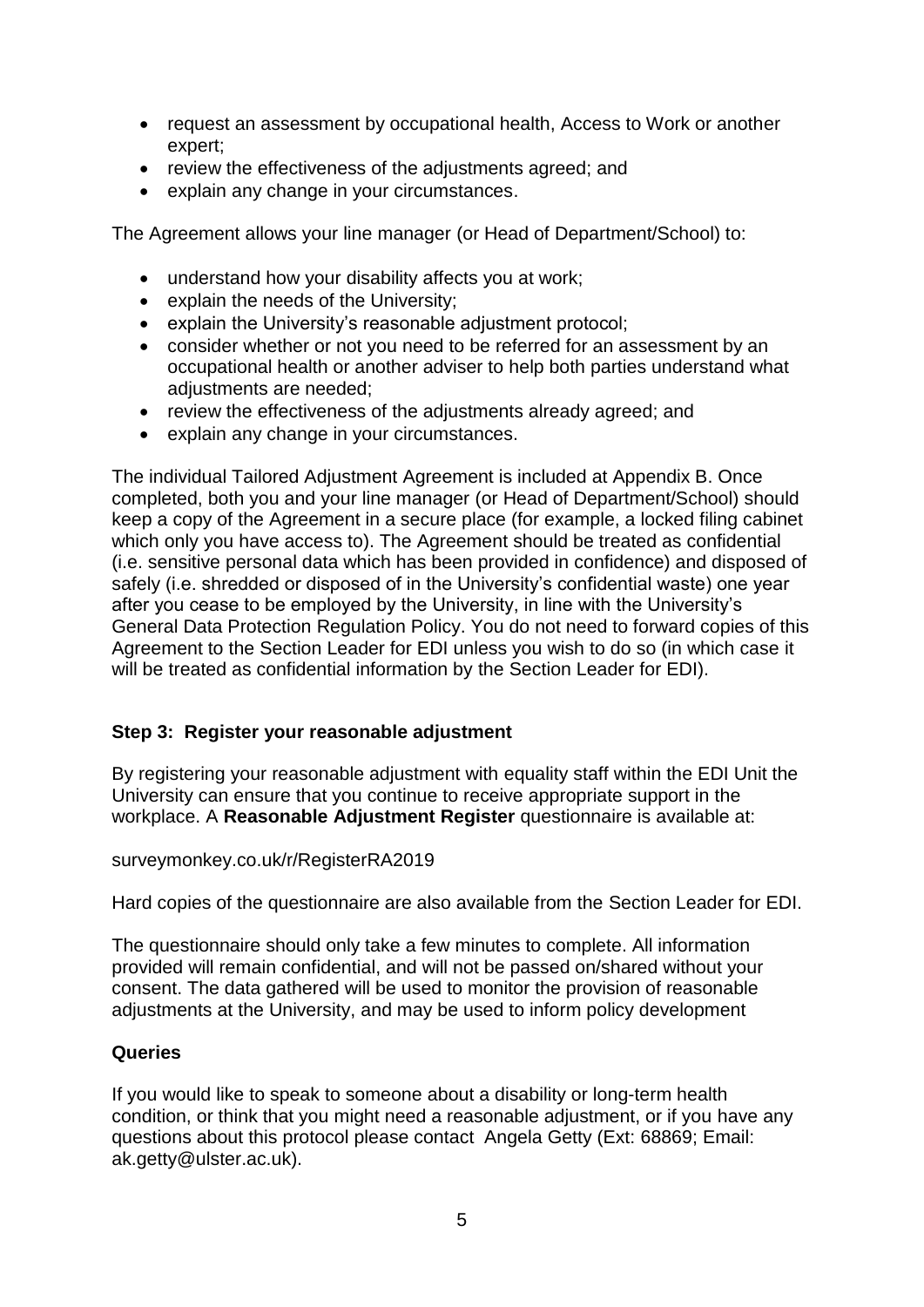- request an assessment by occupational health, Access to Work or another expert;
- review the effectiveness of the adjustments agreed; and
- explain any change in your circumstances.

The Agreement allows your line manager (or Head of Department/School) to:

- understand how your disability affects you at work;
- explain the needs of the University;
- explain the University's reasonable adjustment protocol;
- consider whether or not you need to be referred for an assessment by an occupational health or another adviser to help both parties understand what adjustments are needed;
- review the effectiveness of the adjustments already agreed; and
- explain any change in your circumstances.

The individual Tailored Adjustment Agreement is included at Appendix B. Once completed, both you and your line manager (or Head of Department/School) should keep a copy of the Agreement in a secure place (for example, a locked filing cabinet which only you have access to). The Agreement should be treated as confidential (i.e. sensitive personal data which has been provided in confidence) and disposed of safely (i.e. shredded or disposed of in the University's confidential waste) one year after you cease to be employed by the University, in line with the University's General Data Protection Regulation Policy. You do not need to forward copies of this Agreement to the Section Leader for EDI unless you wish to do so (in which case it will be treated as confidential information by the Section Leader for EDI).

**Step 3: Register your reasonable adjustment**

By registering your reasonable adjustment with equality staff within the EDI Unit the University can ensure that you continue to receive appropriate support in the workplace. A **Reasonable Adjustment Register** questionnaire is available at:

surveymonkey.co.uk/r/RegisterRA2019

Hard copies of the questionnaire are also available from the Section Leader for EDI.

The questionnaire should only take a few minutes to complete. All information provided will remain confidential, and will not be passed on/shared without your consent. The data gathered will be used to monitor the provision of reasonable adjustments at the University, and may be used to inform policy development

**Queries**

If you would like to speak to someone about a disability or long-term health condition, or think that you might need a reasonable adjustment, or if you have any questions about this protocol please contact Angela Getty (Ext: 68869; Email: ak.getty@ulster.ac.uk).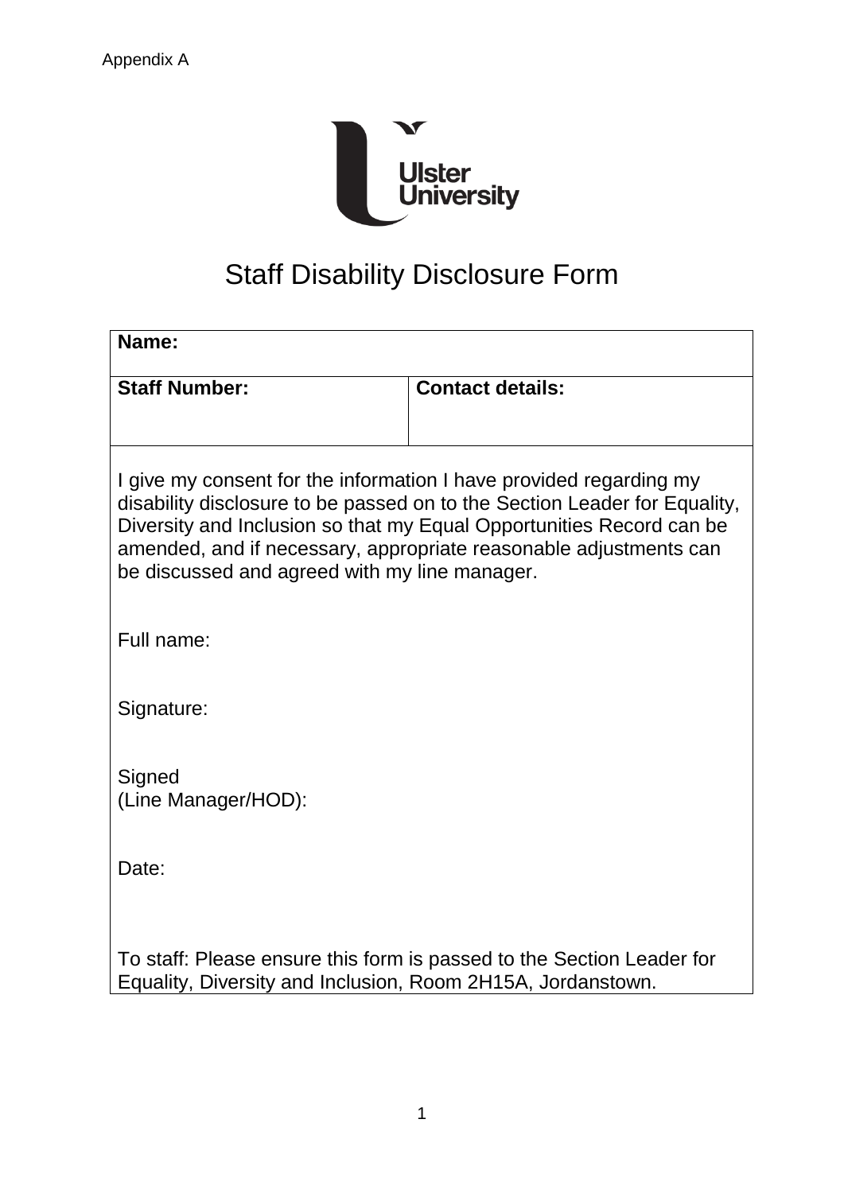Appendix A

Ulster University

# Staff Disability Disclosure Form

| **Name:** | |
|---|---|
| **Staff Number:** | **Contact details:** |
| I give my consent for the information I have provided regarding my disability disclosure to be passed on to the Section Leader for Equality, Diversity and Inclusion so that my Equal Opportunities Record can be amended, and if necessary, appropriate reasonable adjustments can be discussed and agreed with my line manager.<br><br>Full name:<br><br>Signature:<br><br>Signed (Line Manager/HOD):<br><br>Date:<br><br>To staff: Please ensure this form is passed to the Section Leader for Equality, Diversity and Inclusion, Room 2H15A, Jordanstown. | |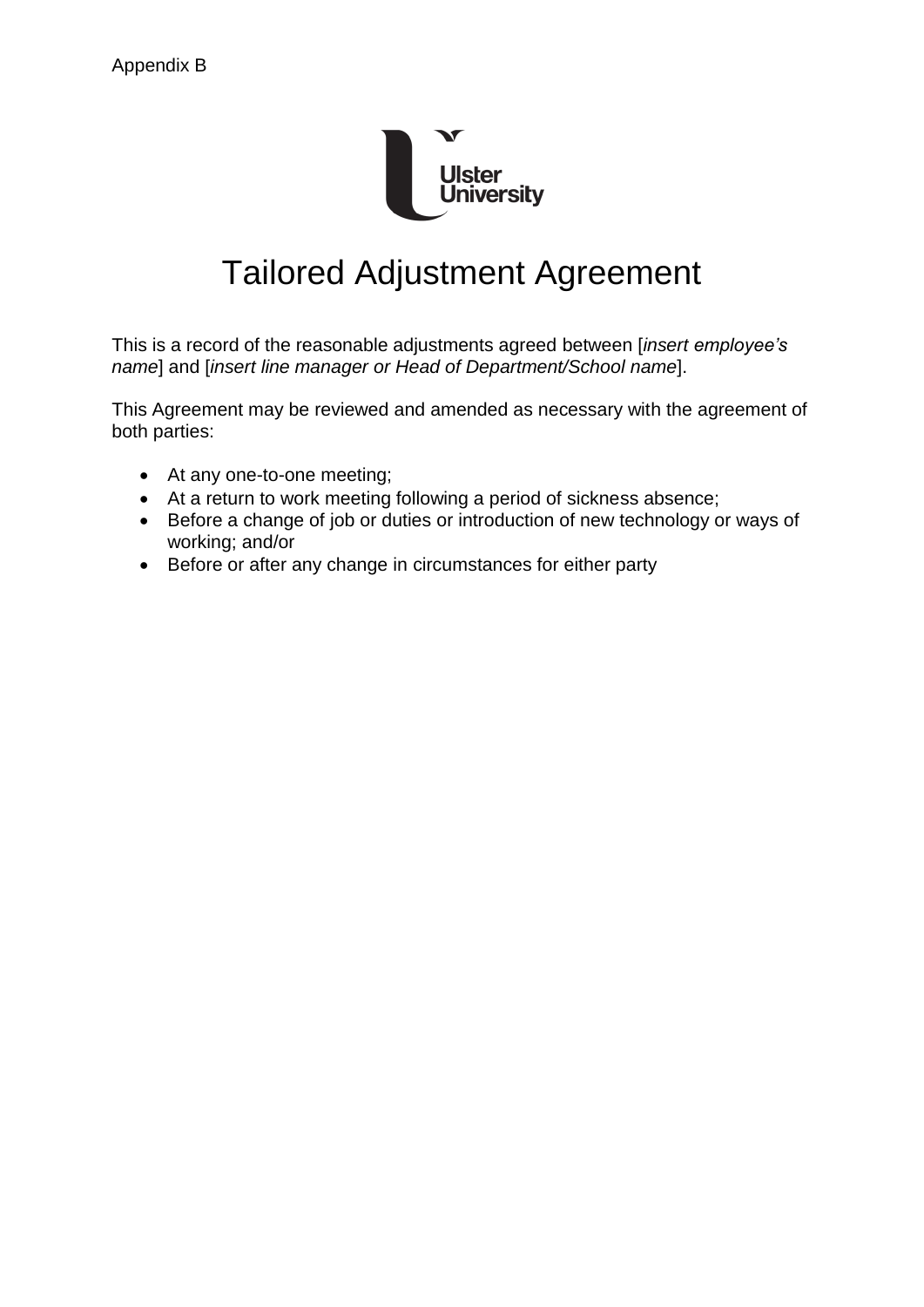Appendix B

# Tailored Adjustment Agreement

This is a record of the reasonable adjustments agreed between [*insert employee's name*] and [*insert line manager or Head of Department/School name*].

This Agreement may be reviewed and amended as necessary with the agreement of both parties:

- At any one-to-one meeting;
- At a return to work meeting following a period of sickness absence;
- Before a change of job or duties or introduction of new technology or ways of working; and/or
- Before or after any change in circumstances for either party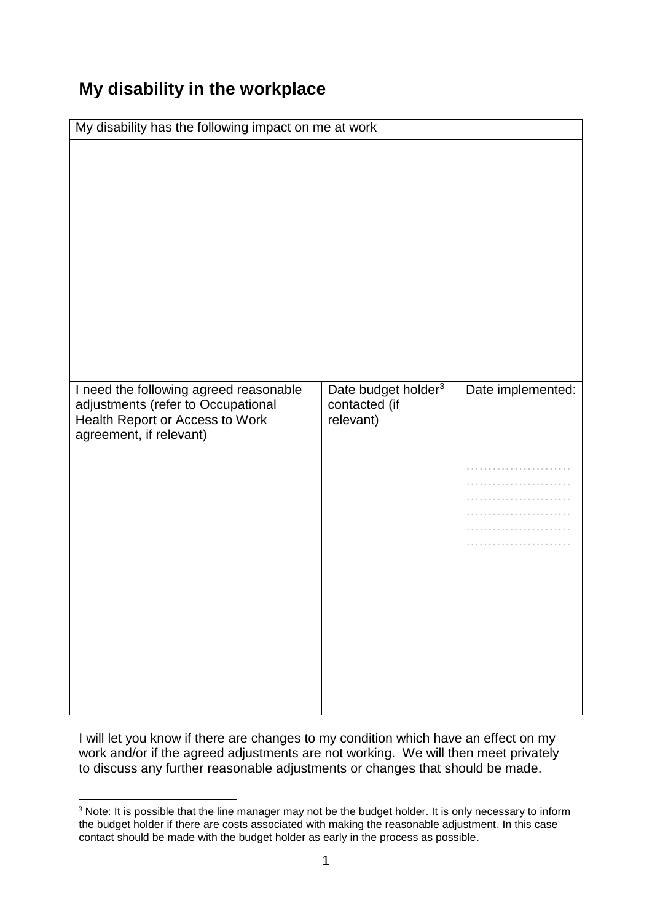## My disability in the workplace

| My disability has the following impact on me at work | | |
|---|---|---|
| | | |
| I need the following agreed reasonable adjustments (refer to Occupational Health Report or Access to Work agreement, if relevant) | Date budget holder[3] contacted (if relevant) | Date implemented: |
| | | ........................ ........................ ........................ ........................ ........................ ........................ |

I will let you know if there are changes to my condition which have an effect on my work and/or if the agreed adjustments are not working. We will then meet privately to discuss any further reasonable adjustments or changes that should be made.

[3] Note: It is possible that the line manager may not be the budget holder. It is only necessary to inform the budget holder if there are costs associated with making the reasonable adjustment. In this case contact should be made with the budget holder as early in the process as possible.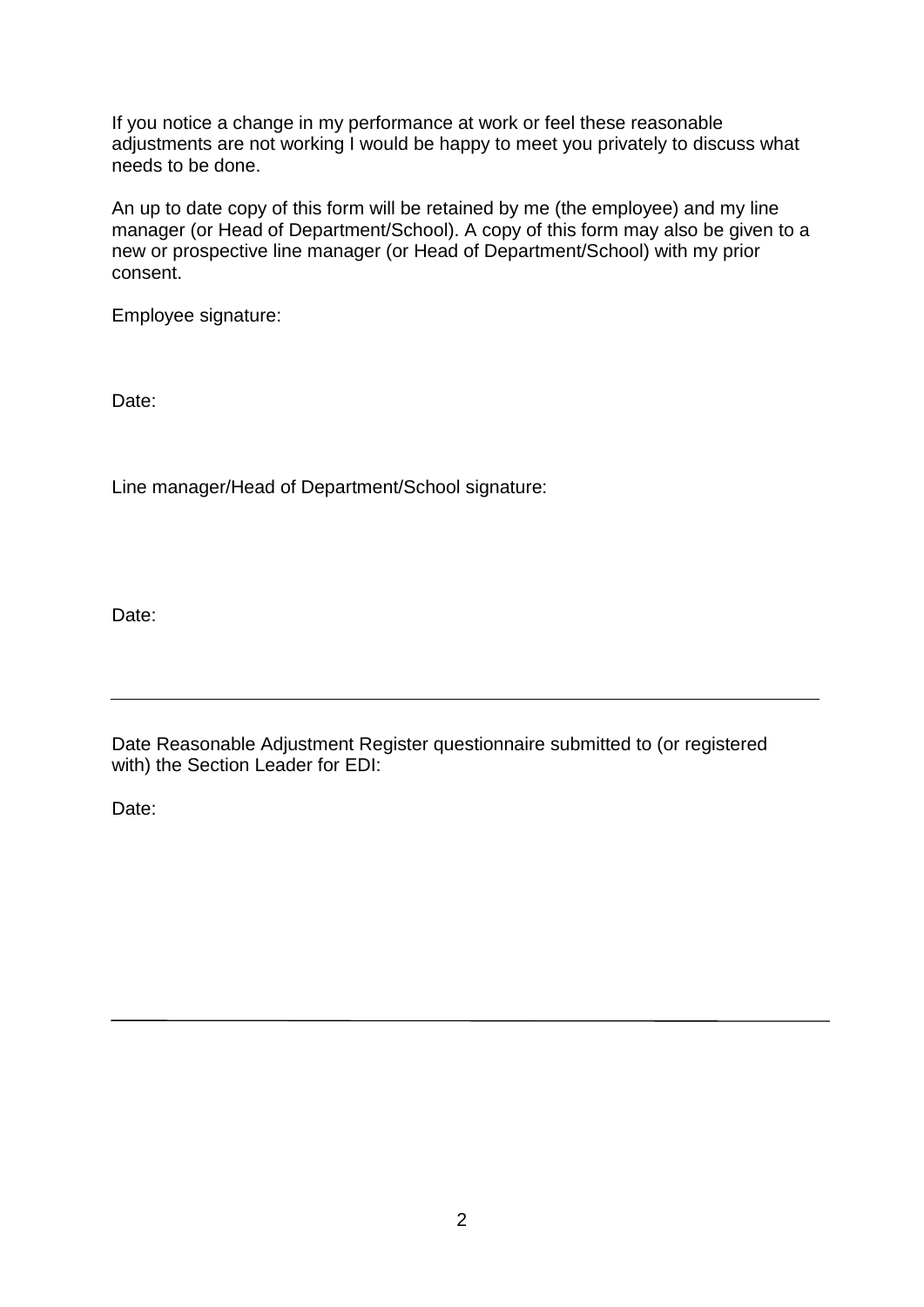If you notice a change in my performance at work or feel these reasonable adjustments are not working I would be happy to meet you privately to discuss what needs to be done.

An up to date copy of this form will be retained by me (the employee) and my line manager (or Head of Department/School). A copy of this form may also be given to a new or prospective line manager (or Head of Department/School) with my prior consent.

Employee signature:

Date:

Line manager/Head of Department/School signature:

Date:

---

Date Reasonable Adjustment Register questionnaire submitted to (or registered with) the Section Leader for EDI:

Date:

---